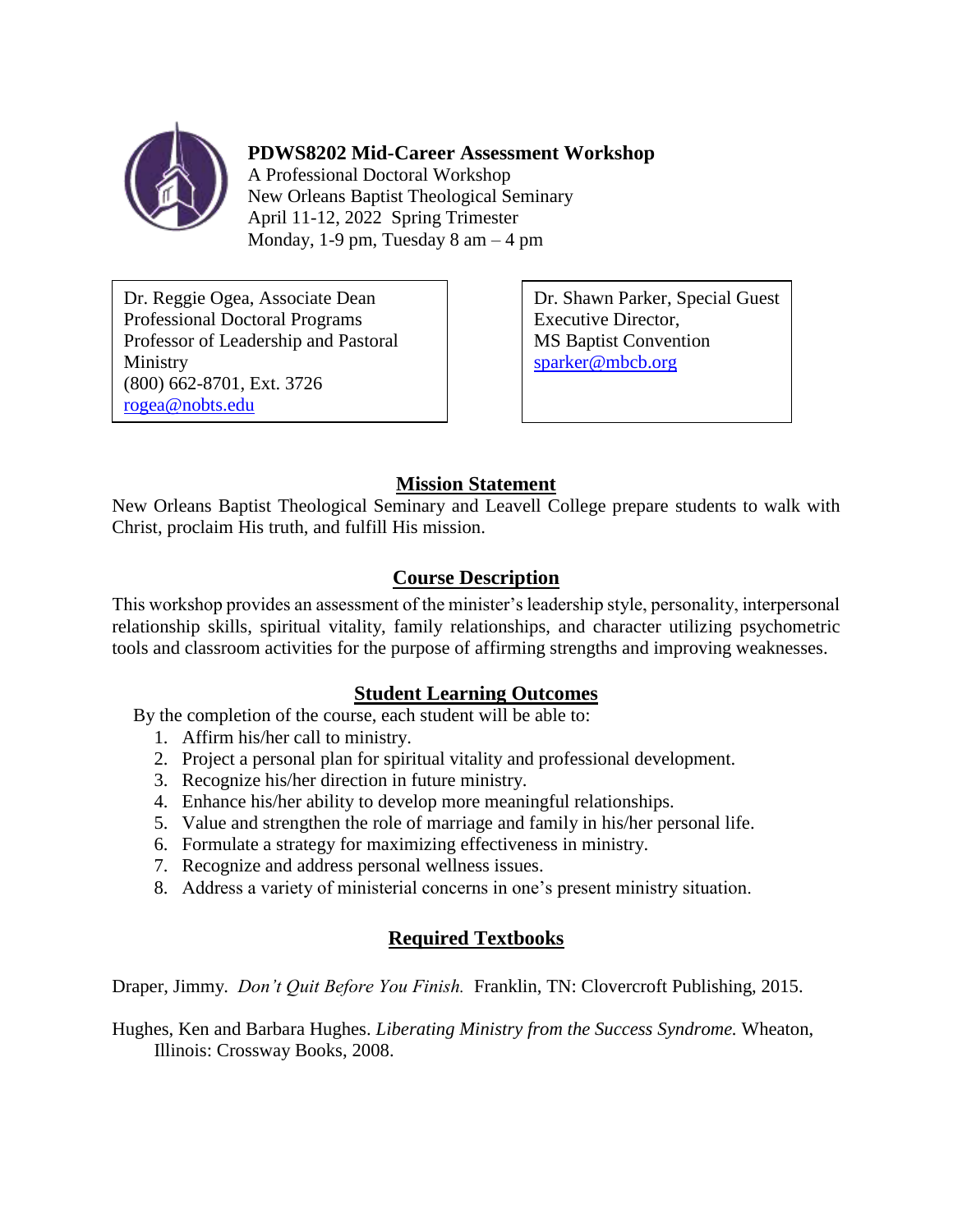# PDWS8202 Mid-Career Assessment Workshop

A Professional Doctoral Workshop
New Orleans Baptist Theological Seminary
April 11-12, 2022 Spring Trimester
Monday, 1-9 pm, Tuesday 8 am – 4 pm

Dr. Reggie Ogea, Associate Dean
Professional Doctoral Programs
Professor of Leadership and Pastoral Ministry
(800) 662-8701, Ext. 3726
rogea@nobts.edu

Dr. Shawn Parker, Special Guest
Executive Director,
MS Baptist Convention
sparker@mbcb.org

## Mission Statement

New Orleans Baptist Theological Seminary and Leavell College prepare students to walk with Christ, proclaim His truth, and fulfill His mission.

## Course Description

This workshop provides an assessment of the minister's leadership style, personality, interpersonal relationship skills, spiritual vitality, family relationships, and character utilizing psychometric tools and classroom activities for the purpose of affirming strengths and improving weaknesses.

## Student Learning Outcomes

By the completion of the course, each student will be able to:

1. Affirm his/her call to ministry.
2. Project a personal plan for spiritual vitality and professional development.
3. Recognize his/her direction in future ministry.
4. Enhance his/her ability to develop more meaningful relationships.
5. Value and strengthen the role of marriage and family in his/her personal life.
6. Formulate a strategy for maximizing effectiveness in ministry.
7. Recognize and address personal wellness issues.
8. Address a variety of ministerial concerns in one's present ministry situation.

## Required Textbooks

Draper, Jimmy. *Don't Quit Before You Finish.* Franklin, TN: Clovercroft Publishing, 2015.

Hughes, Ken and Barbara Hughes. *Liberating Ministry from the Success Syndrome.* Wheaton, Illinois: Crossway Books, 2008.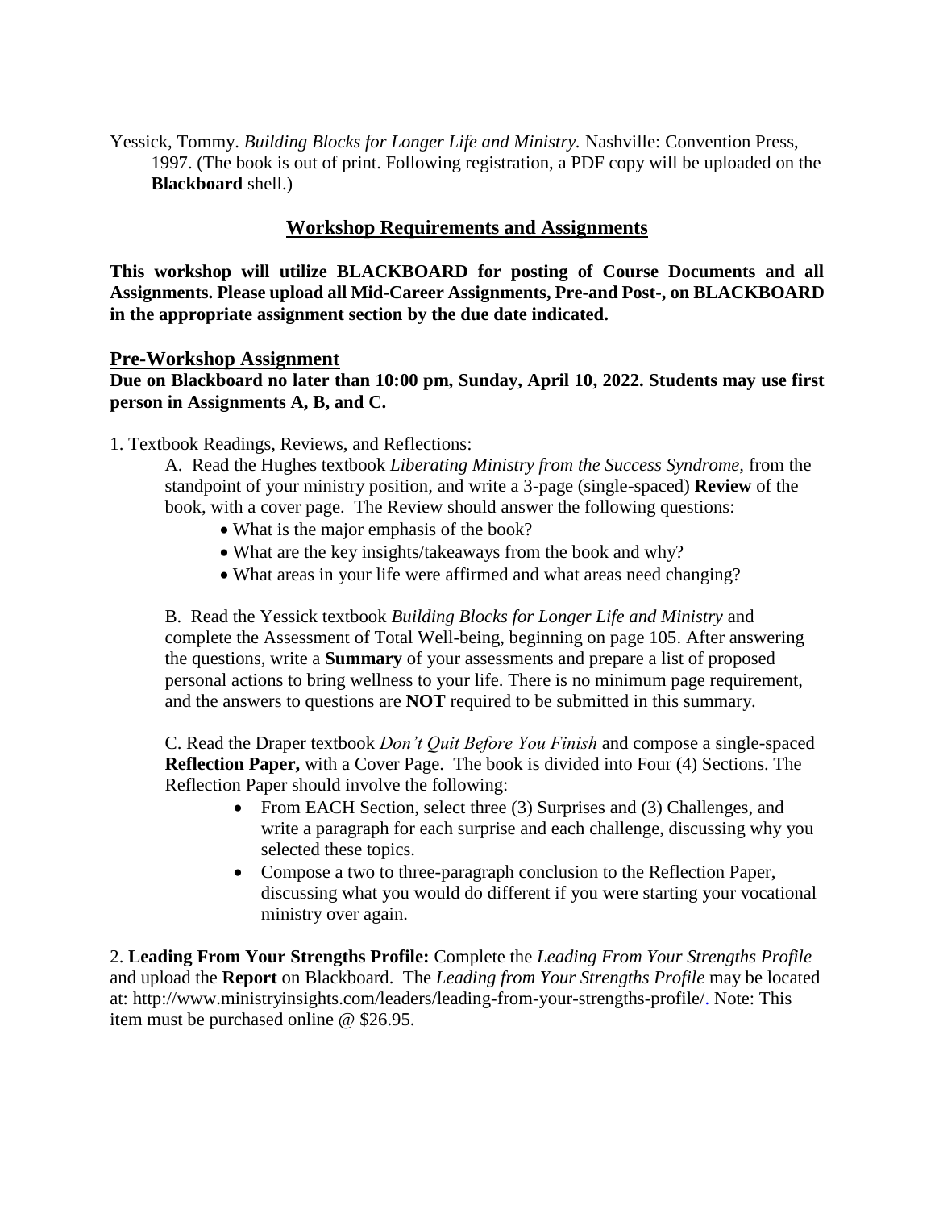Yessick, Tommy. *Building Blocks for Longer Life and Ministry.* Nashville: Convention Press, 1997. (The book is out of print. Following registration, a PDF copy will be uploaded on the **Blackboard** shell.)

## Workshop Requirements and Assignments

**This workshop will utilize BLACKBOARD for posting of Course Documents and all Assignments. Please upload all Mid-Career Assignments, Pre-and Post-, on BLACKBOARD in the appropriate assignment section by the due date indicated.**

### Pre-Workshop Assignment

**Due on Blackboard no later than 10:00 pm, Sunday, April 10, 2022. Students may use first person in Assignments A, B, and C.**

1. Textbook Readings, Reviews, and Reflections:

A. Read the Hughes textbook *Liberating Ministry from the Success Syndrome,* from the standpoint of your ministry position, and write a 3-page (single-spaced) **Review** of the book, with a cover page. The Review should answer the following questions:

- What is the major emphasis of the book?
- What are the key insights/takeaways from the book and why?
- What areas in your life were affirmed and what areas need changing?

B. Read the Yessick textbook *Building Blocks for Longer Life and Ministry* and complete the Assessment of Total Well-being, beginning on page 105. After answering the questions, write a **Summary** of your assessments and prepare a list of proposed personal actions to bring wellness to your life. There is no minimum page requirement, and the answers to questions are **NOT** required to be submitted in this summary.

C. Read the Draper textbook *Don't Quit Before You Finish* and compose a single-spaced **Reflection Paper,** with a Cover Page. The book is divided into Four (4) Sections. The Reflection Paper should involve the following:

- From EACH Section, select three (3) Surprises and (3) Challenges, and write a paragraph for each surprise and each challenge, discussing why you selected these topics.
- Compose a two to three-paragraph conclusion to the Reflection Paper, discussing what you would do different if you were starting your vocational ministry over again.

2. **Leading From Your Strengths Profile:** Complete the *Leading From Your Strengths Profile* and upload the **Report** on Blackboard. The *Leading from Your Strengths Profile* may be located at: http://www.ministryinsights.com/leaders/leading-from-your-strengths-profile/. Note: This item must be purchased online @ $26.95.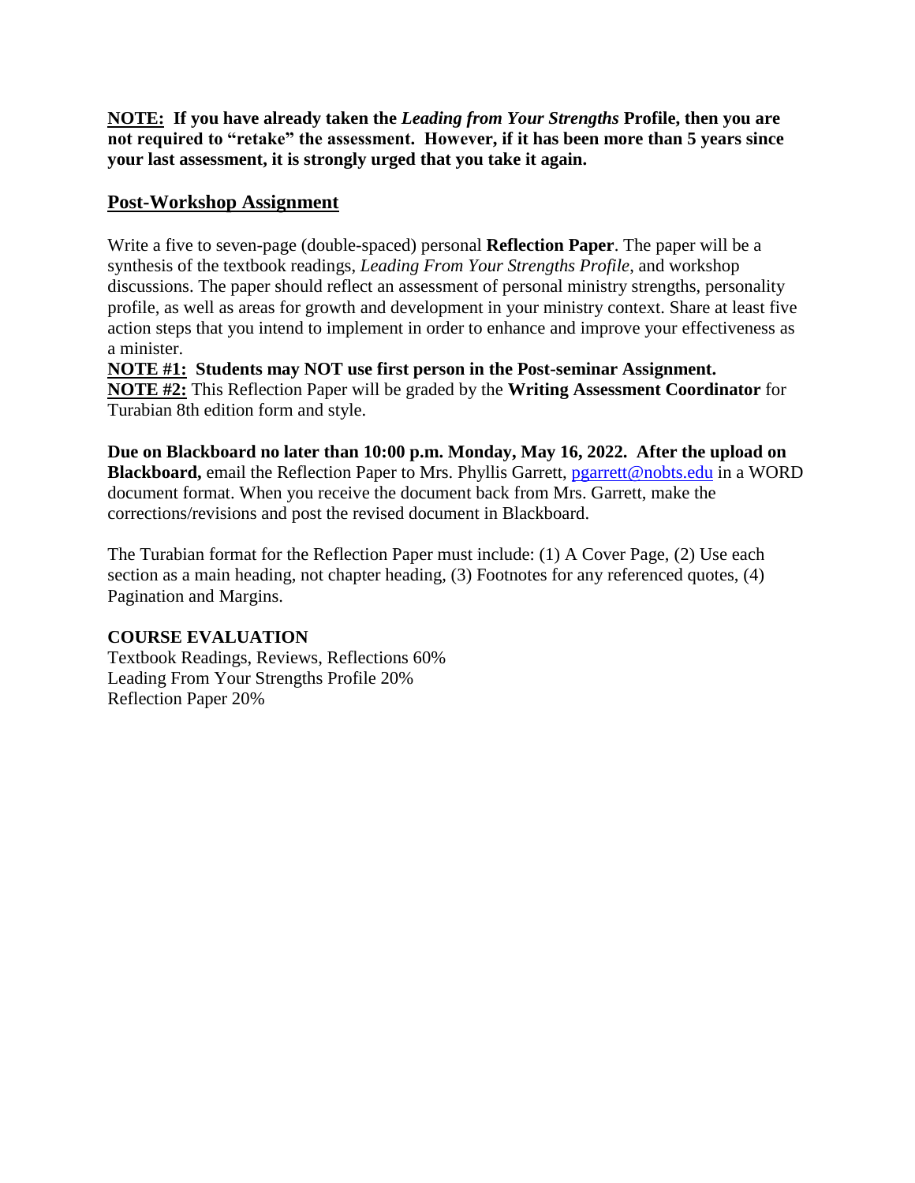**<u>NOTE:</u> If you have already taken the *Leading from Your Strengths* Profile, then you are not required to "retake" the assessment. However, if it has been more than 5 years since your last assessment, it is strongly urged that you take it again.**

## <u>Post-Workshop Assignment</u>

Write a five to seven-page (double-spaced) personal **Reflection Paper**. The paper will be a synthesis of the textbook readings, *Leading From Your Strengths Profile*, and workshop discussions. The paper should reflect an assessment of personal ministry strengths, personality profile, as well as areas for growth and development in your ministry context. Share at least five action steps that you intend to implement in order to enhance and improve your effectiveness as a minister.

**<u>NOTE #1:</u> Students may NOT use first person in the Post-seminar Assignment.**
**<u>NOTE #2:</u>** This Reflection Paper will be graded by the **Writing Assessment Coordinator** for Turabian 8th edition form and style.

**Due on Blackboard no later than 10:00 p.m. Monday, May 16, 2022. After the upload on Blackboard,** email the Reflection Paper to Mrs. Phyllis Garrett, pgarrett@nobts.edu in a WORD document format. When you receive the document back from Mrs. Garrett, make the corrections/revisions and post the revised document in Blackboard.

The Turabian format for the Reflection Paper must include: (1) A Cover Page, (2) Use each section as a main heading, not chapter heading, (3) Footnotes for any referenced quotes, (4) Pagination and Margins.

**COURSE EVALUATION**
Textbook Readings, Reviews, Reflections 60%
Leading From Your Strengths Profile 20%
Reflection Paper 20%